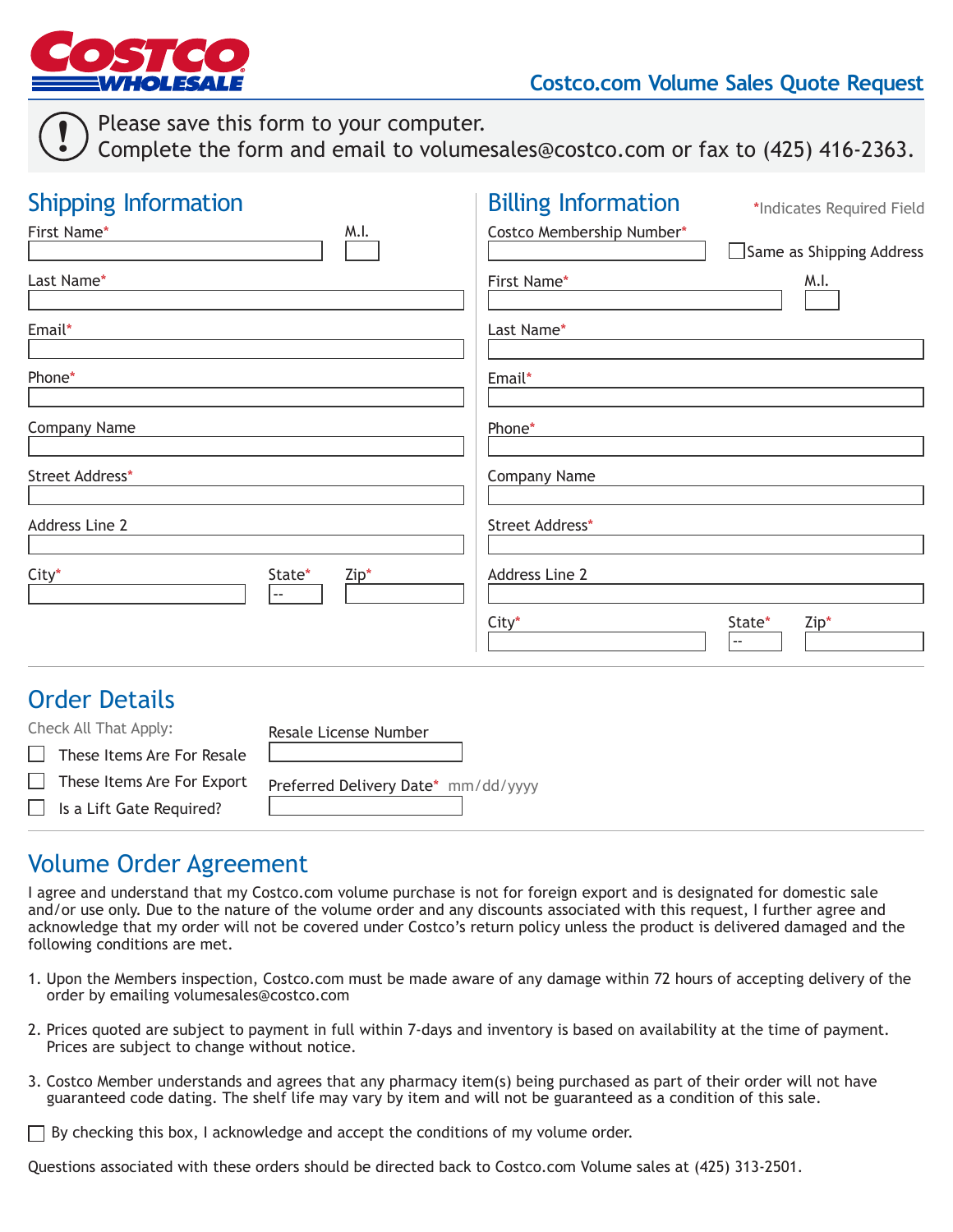COSTCO WHOLESALE

# Costco.com Volume Sales Quote Request

Please save this form to your computer.
Complete the form and email to volumesales@costco.com or fax to (425) 416-2363.

## Shipping Information

First Name* | M.I.

Last Name*

Email*

Phone*

Company Name

Street Address*

Address Line 2

City* | State* -- | Zip*

## Billing Information

*Indicates Required Field

Costco Membership Number*

☐ Same as Shipping Address

First Name* | M.I.

Last Name*

Email*

Phone*

Company Name

Street Address*

Address Line 2

City* | State* -- | Zip*

## Order Details

Check All That Apply:

- ☐ These Items Are For Resale
- ☐ These Items Are For Export
- ☐ Is a Lift Gate Required?

Resale License Number

Preferred Delivery Date* mm/dd/yyyy

## Volume Order Agreement

I agree and understand that my Costco.com volume purchase is not for foreign export and is designated for domestic sale and/or use only. Due to the nature of the volume order and any discounts associated with this request, I further agree and acknowledge that my order will not be covered under Costco's return policy unless the product is delivered damaged and the following conditions are met.

1. Upon the Members inspection, Costco.com must be made aware of any damage within 72 hours of accepting delivery of the order by emailing volumesales@costco.com
2. Prices quoted are subject to payment in full within 7-days and inventory is based on availability at the time of payment. Prices are subject to change without notice.
3. Costco Member understands and agrees that any pharmacy item(s) being purchased as part of their order will not have guaranteed code dating. The shelf life may vary by item and will not be guaranteed as a condition of this sale.

☐ By checking this box, I acknowledge and accept the conditions of my volume order.

Questions associated with these orders should be directed back to Costco.com Volume sales at (425) 313-2501.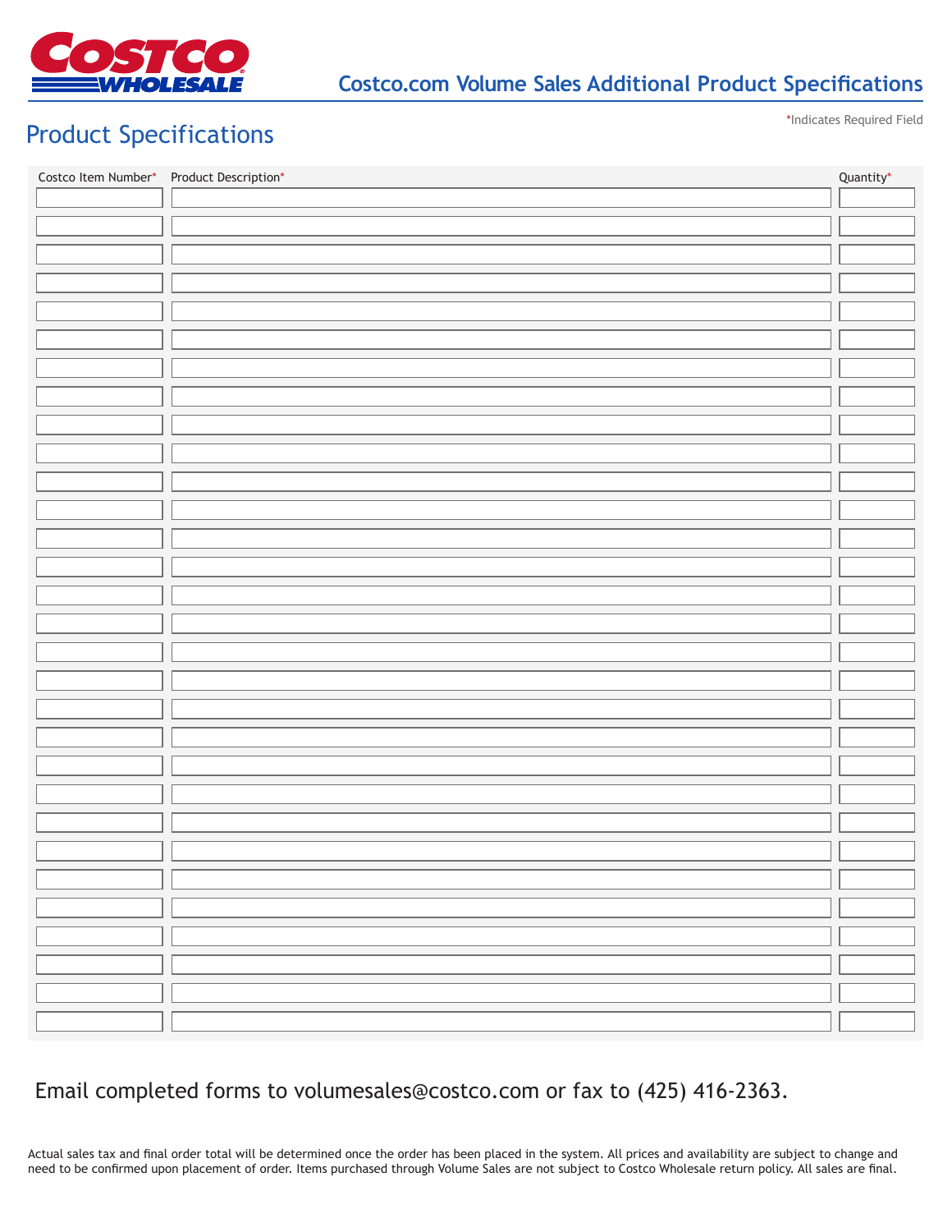# Costco.com Volume Sales Additional Product Specifications

## Product Specifications

*Indicates Required Field

| Costco Item Number* | Product Description* | Quantity* |
|---|---|---|
| | | |
| | | |
| | | |
| | | |
| | | |
| | | |
| | | |
| | | |
| | | |
| | | |
| | | |
| | | |
| | | |
| | | |
| | | |
| | | |
| | | |
| | | |
| | | |
| | | |
| | | |
| | | |
| | | |
| | | |
| | | |
| | | |
| | | |
| | | |
| | | |
| | | |

Email completed forms to volumesales@costco.com or fax to (425) 416-2363.

Actual sales tax and final order total will be determined once the order has been placed in the system. All prices and availability are subject to change and need to be confirmed upon placement of order. Items purchased through Volume Sales are not subject to Costco Wholesale return policy. All sales are final.